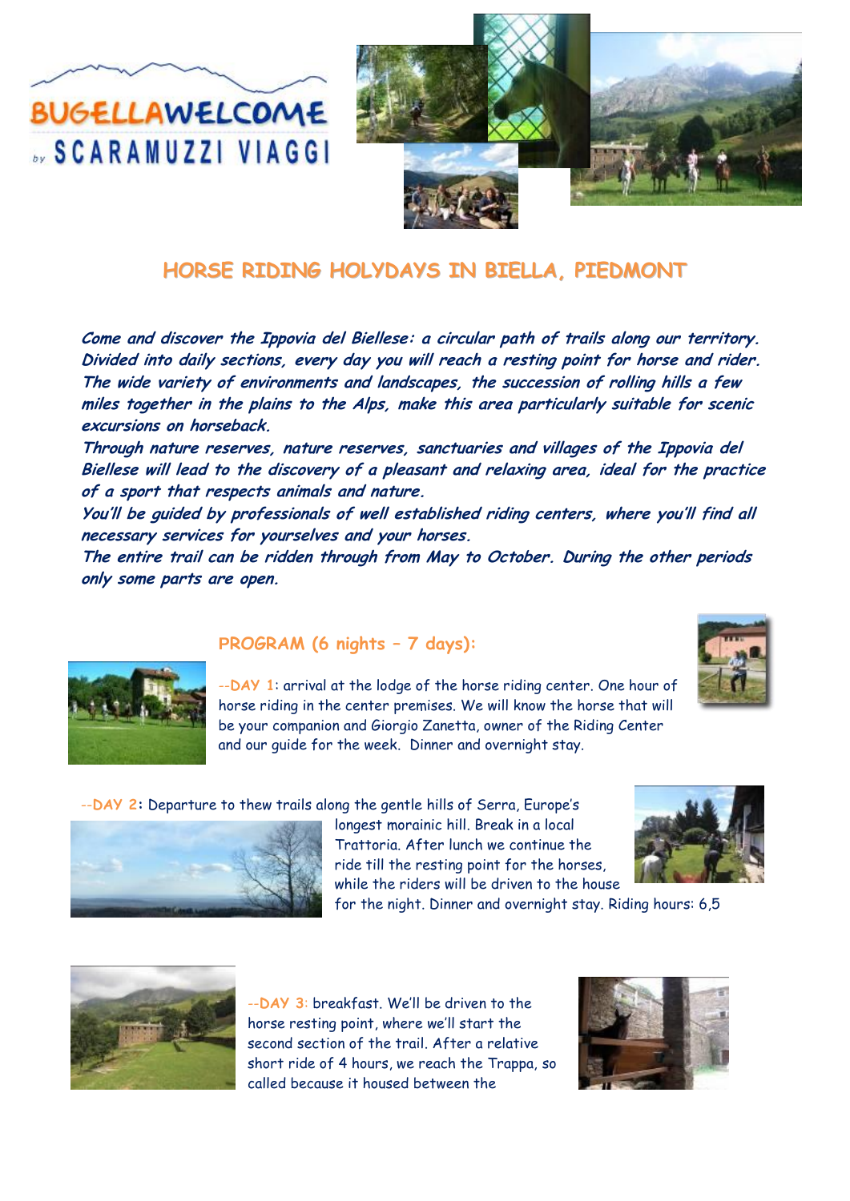BUGELLAWELCOME by SCARAMUZZI VIAGGI

# HORSE RIDING HOLYDAYS IN BIELLA, PIEDMONT

***Come and discover the Ippovia del Biellese: a circular path of trails along our territory. Divided into daily sections, every day you will reach a resting point for horse and rider. The wide variety of environments and landscapes, the succession of rolling hills a few miles together in the plains to the Alps, make this area particularly suitable for scenic excursions on horseback.***

***Through nature reserves, nature reserves, sanctuaries and villages of the Ippovia del Biellese will lead to the discovery of a pleasant and relaxing area, ideal for the practice of a sport that respects animals and nature.***

***You'll be guided by professionals of well established riding centers, where you'll find all necessary services for yourselves and your horses.***

***The entire trail can be ridden through from May to October. During the other periods only some parts are open.***

## PROGRAM (6 nights – 7 days):

**--DAY 1**: arrival at the lodge of the horse riding center. One hour of horse riding in the center premises. We will know the horse that will be your companion and Giorgio Zanetta, owner of the Riding Center and our guide for the week. Dinner and overnight stay.

**--DAY 2**: Departure to thew trails along the gentle hills of Serra, Europe's longest morainic hill. Break in a local Trattoria. After lunch we continue the ride till the resting point for the horses, while the riders will be driven to the house for the night. Dinner and overnight stay. Riding hours: 6,5

**--DAY 3**: breakfast. We'll be driven to the horse resting point, where we'll start the second section of the trail. After a relative short ride of 4 hours, we reach the Trappa, so called because it housed between the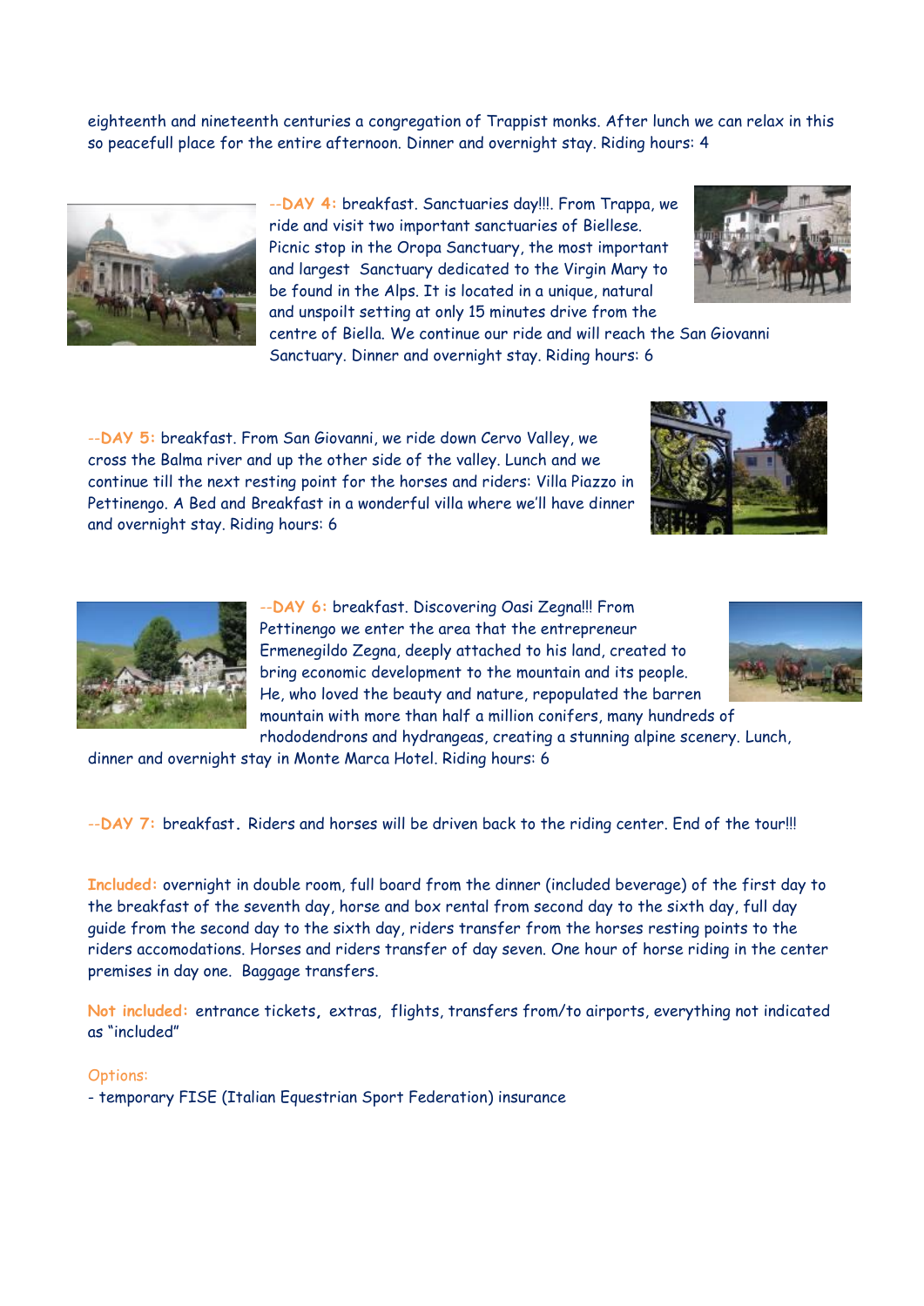eighteenth and nineteenth centuries a congregation of Trappist monks. After lunch we can relax in this so peacefull place for the entire afternoon. Dinner and overnight stay. Riding hours: 4

**--DAY 4:** breakfast. Sanctuaries day!!!. From Trappa, we ride and visit two important sanctuaries of Biellese. Picnic stop in the Oropa Sanctuary, the most important and largest Sanctuary dedicated to the Virgin Mary to be found in the Alps. It is located in a unique, natural and unspoilt setting at only 15 minutes drive from the centre of Biella. We continue our ride and will reach the San Giovanni Sanctuary. Dinner and overnight stay. Riding hours: 6

**--DAY 5:** breakfast. From San Giovanni, we ride down Cervo Valley, we cross the Balma river and up the other side of the valley. Lunch and we continue till the next resting point for the horses and riders: Villa Piazzo in Pettinengo. A Bed and Breakfast in a wonderful villa where we'll have dinner and overnight stay. Riding hours: 6

**--DAY 6:** breakfast. Discovering Oasi Zegna!!! From Pettinengo we enter the area that the entrepreneur Ermenegildo Zegna, deeply attached to his land, created to bring economic development to the mountain and its people. He, who loved the beauty and nature, repopulated the barren mountain with more than half a million conifers, many hundreds of rhododendrons and hydrangeas, creating a stunning alpine scenery. Lunch, dinner and overnight stay in Monte Marca Hotel. Riding hours: 6

**--DAY 7:** breakfast. Riders and horses will be driven back to the riding center. End of the tour!!!

**Included:** overnight in double room, full board from the dinner (included beverage) of the first day to the breakfast of the seventh day, horse and box rental from second day to the sixth day, full day guide from the second day to the sixth day, riders transfer from the horses resting points to the riders accomodations. Horses and riders transfer of day seven. One hour of horse riding in the center premises in day one. Baggage transfers.

**Not included:** entrance tickets, extras, flights, transfers from/to airports, everything not indicated as "included"

Options:

- temporary FISE (Italian Equestrian Sport Federation) insurance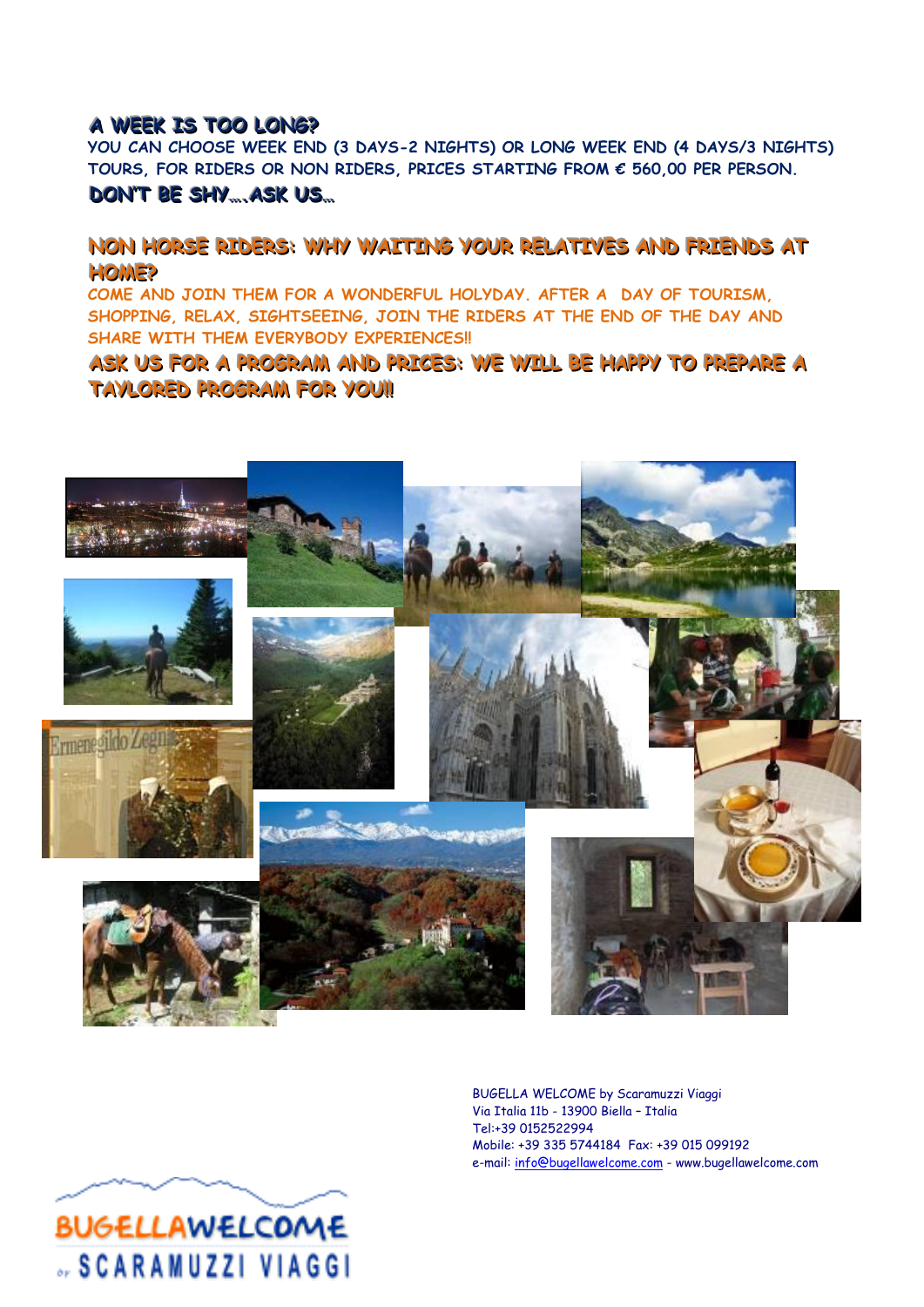## A WEEK IS TOO LONG?

YOU CAN CHOOSE WEEK END (3 DAYS-2 NIGHTS) OR LONG WEEK END (4 DAYS/3 NIGHTS) TOURS, FOR RIDERS OR NON RIDERS, PRICES STARTING FROM € 560,00 PER PERSON.

**DON'T BE SHY….ASK US…**

## NON HORSE RIDERS: WHY WAITING YOUR RELATIVES AND FRIENDS AT HOME?

COME AND JOIN THEM FOR A WONDERFUL HOLYDAY. AFTER A DAY OF TOURISM, SHOPPING, RELAX, SIGHTSEEING, JOIN THE RIDERS AT THE END OF THE DAY AND SHARE WITH THEM EVERYBODY EXPERIENCES!!

**ASK US FOR A PROGRAM AND PRICES: WE WILL BE HAPPY TO PREPARE A TAYLORED PROGRAM FOR YOU!!**

BUGELLA WELCOME by Scaramuzzi Viaggi
Via Italia 11b - 13900 Biella – Italia
Tel:+39 0152522994
Mobile: +39 335 5744184 Fax: +39 015 099192
e-mail: info@bugellawelcome.com - www.bugellawelcome.com

BUGELLAWELCOME by SCARAMUZZI VIAGGI